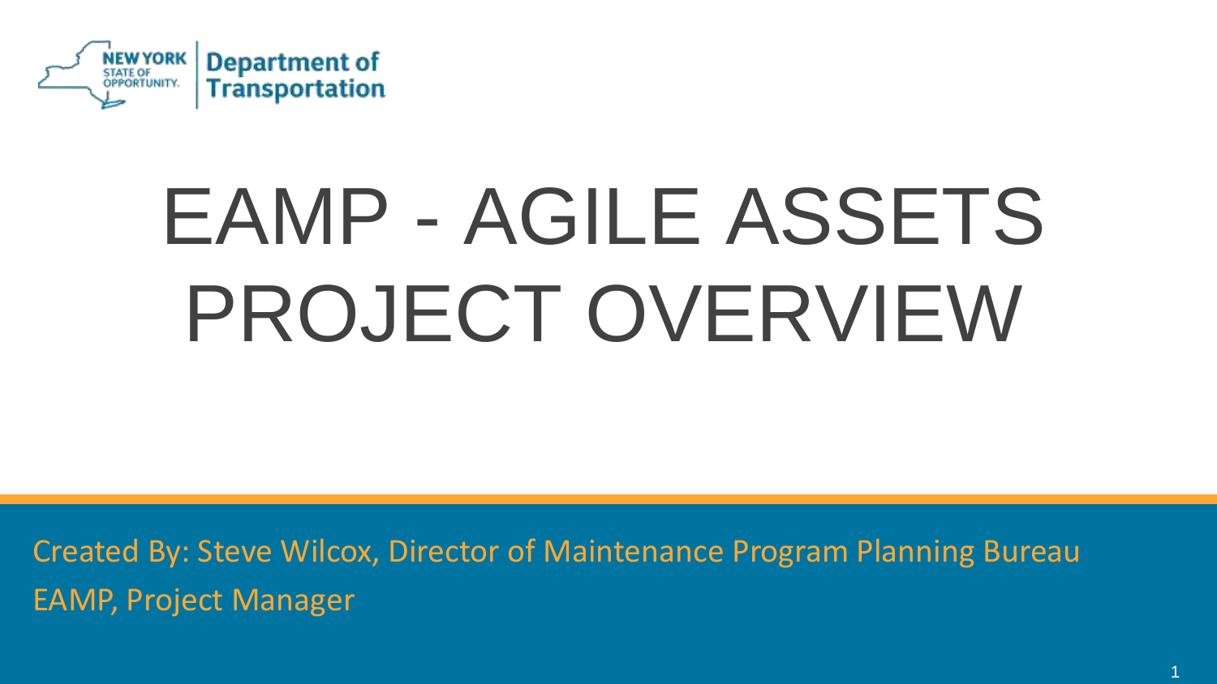NEW YORK STATE OF OPPORTUNITY. | Department of Transportation

# EAMP - AGILE ASSETS PROJECT OVERVIEW

Created By: Steve Wilcox, Director of Maintenance Program Planning Bureau

EAMP, Project Manager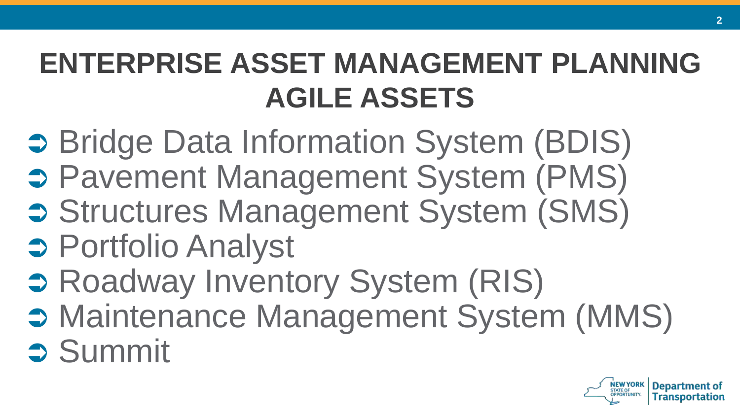# ENTERPRISE ASSET MANAGEMENT PLANNING AGILE ASSETS

- Bridge Data Information System (BDIS)
- Pavement Management System (PMS)
- Structures Management System (SMS)
- Portfolio Analyst
- Roadway Inventory System (RIS)
- Maintenance Management System (MMS)
- Summit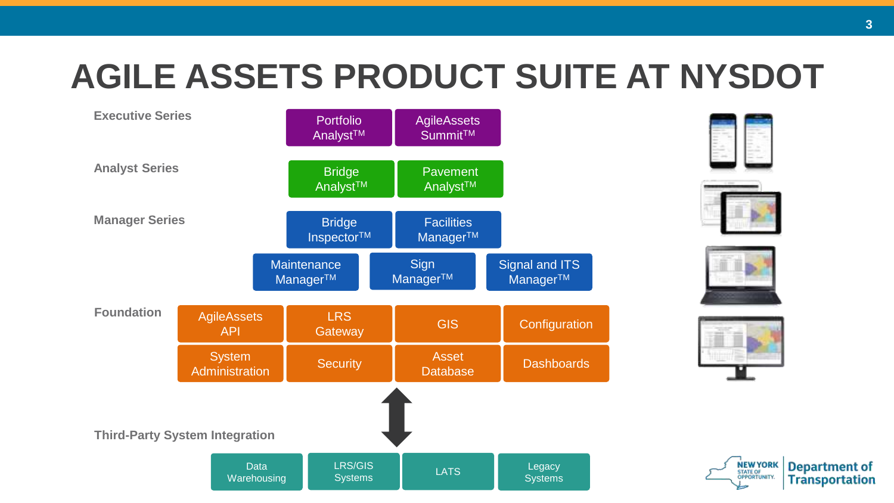# AGILE ASSETS PRODUCT SUITE AT NYSDOT

**Executive Series**

- Portfolio Analyst™
- AgileAssets Summit™

**Analyst Series**

- Bridge Analyst™
- Pavement Analyst™

**Manager Series**

- Bridge Inspector™
- Facilities Manager™
- Maintenance Manager™
- Sign Manager™
- Signal and ITS Manager™

**Foundation**

- AgileAssets API
- LRS Gateway
- GIS
- Configuration
- System Administration
- Security
- Asset Database
- Dashboards

**Third-Party System Integration**

- Data Warehousing
- LRS/GIS Systems
- LATS
- Legacy Systems

NEW YORK STATE OF OPPORTUNITY. | Department of Transportation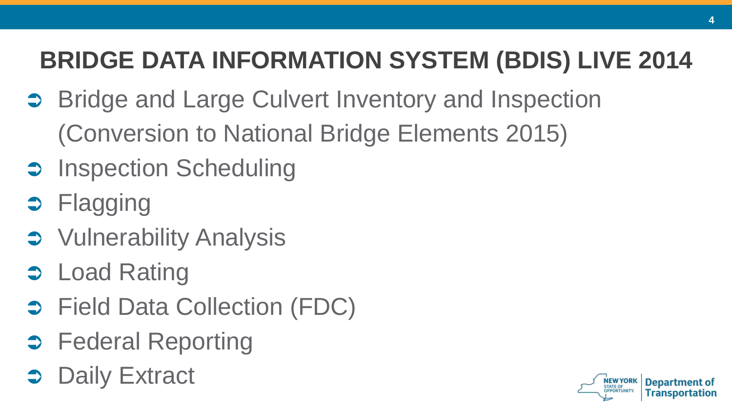# BRIDGE DATA INFORMATION SYSTEM (BDIS) LIVE 2014

- Bridge and Large Culvert Inventory and Inspection (Conversion to National Bridge Elements 2015)
- Inspection Scheduling
- Flagging
- Vulnerability Analysis
- Load Rating
- Field Data Collection (FDC)
- Federal Reporting
- Daily Extract

NEW YORK STATE OF OPPORTUNITY. | Department of Transportation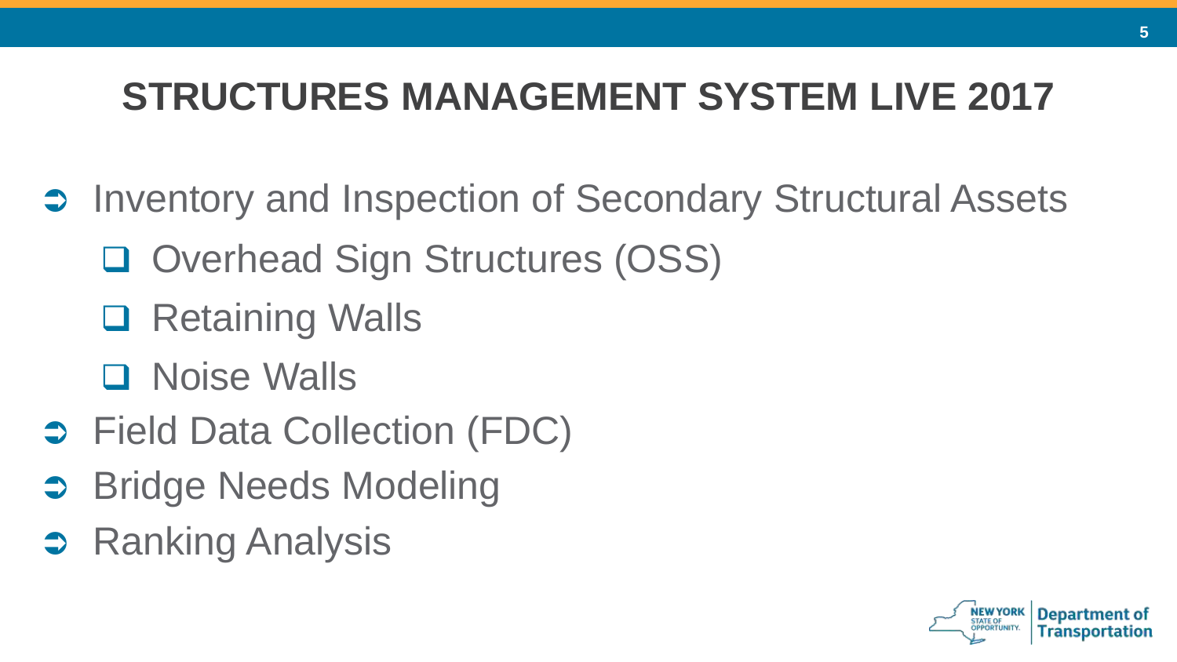# STRUCTURES MANAGEMENT SYSTEM LIVE 2017

- Inventory and Inspection of Secondary Structural Assets
  - Overhead Sign Structures (OSS)
  - Retaining Walls
  - Noise Walls
- Field Data Collection (FDC)
- Bridge Needs Modeling
- Ranking Analysis

NEW YORK STATE OF OPPORTUNITY. | Department of Transportation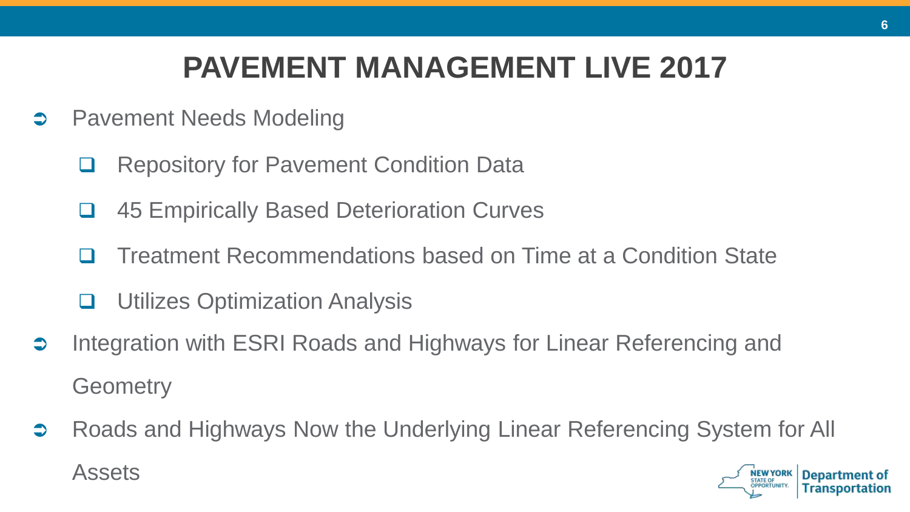# PAVEMENT MANAGEMENT LIVE 2017

- Pavement Needs Modeling
  - Repository for Pavement Condition Data
  - 45 Empirically Based Deterioration Curves
  - Treatment Recommendations based on Time at a Condition State
  - Utilizes Optimization Analysis
- Integration with ESRI Roads and Highways for Linear Referencing and Geometry
- Roads and Highways Now the Underlying Linear Referencing System for All Assets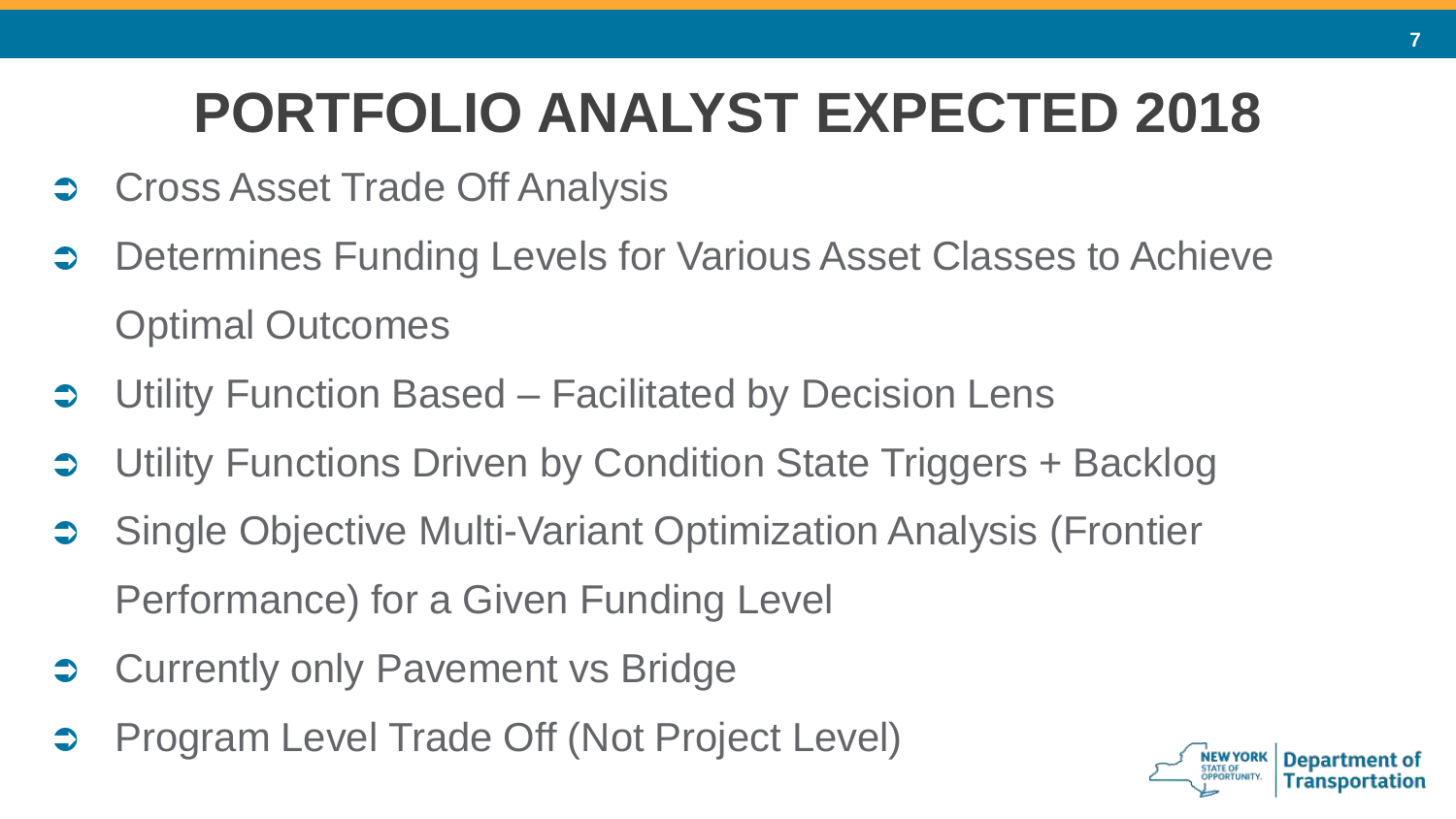# PORTFOLIO ANALYST EXPECTED 2018

- Cross Asset Trade Off Analysis
- Determines Funding Levels for Various Asset Classes to Achieve Optimal Outcomes
- Utility Function Based – Facilitated by Decision Lens
- Utility Functions Driven by Condition State Triggers + Backlog
- Single Objective Multi-Variant Optimization Analysis (Frontier Performance) for a Given Funding Level
- Currently only Pavement vs Bridge
- Program Level Trade Off (Not Project Level)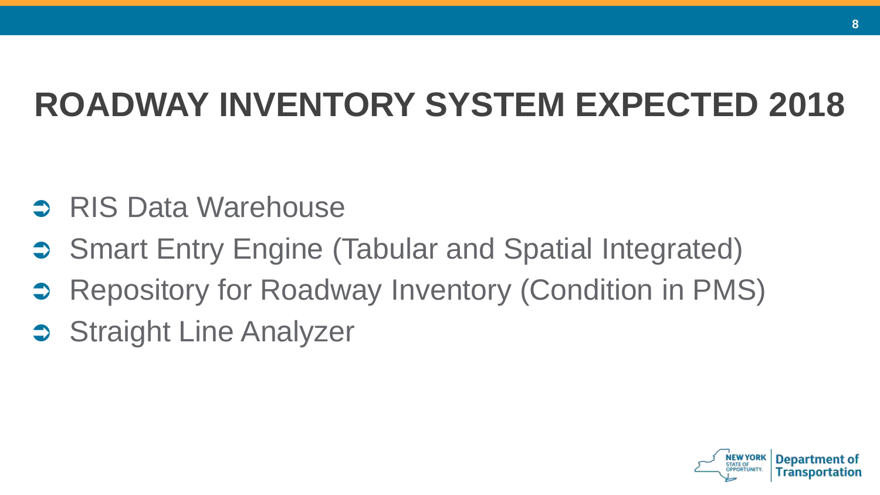# ROADWAY INVENTORY SYSTEM EXPECTED 2018

- RIS Data Warehouse
- Smart Entry Engine (Tabular and Spatial Integrated)
- Repository for Roadway Inventory (Condition in PMS)
- Straight Line Analyzer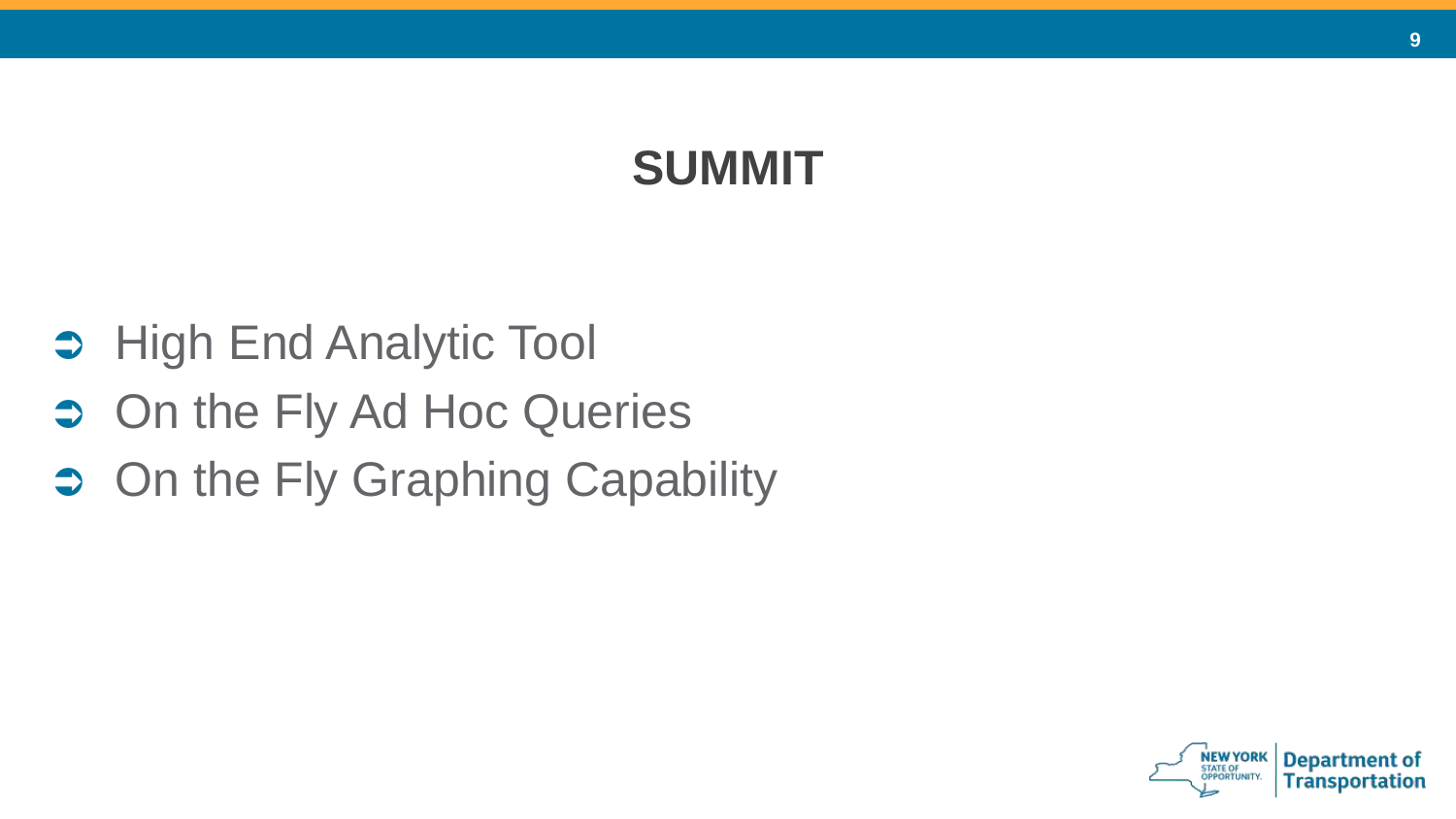# SUMMIT

- High End Analytic Tool
- On the Fly Ad Hoc Queries
- On the Fly Graphing Capability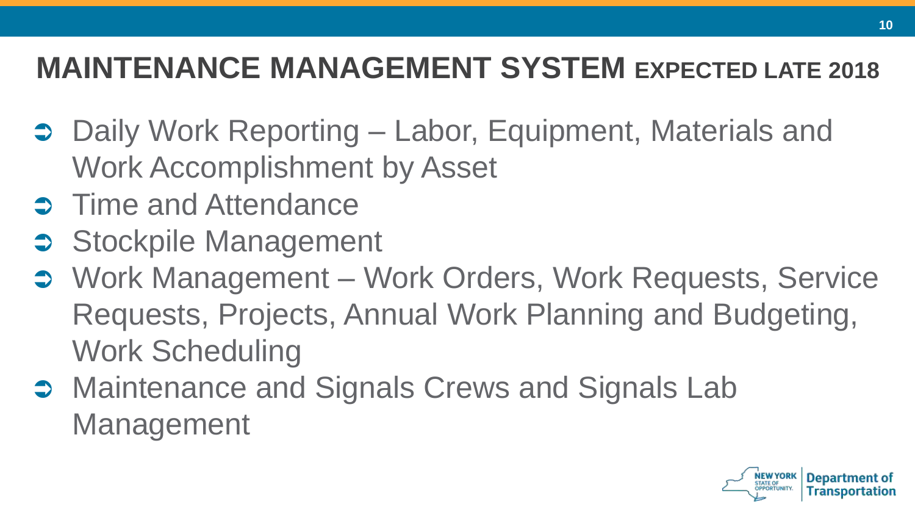# MAINTENANCE MANAGEMENT SYSTEM EXPECTED LATE 2018

- Daily Work Reporting – Labor, Equipment, Materials and Work Accomplishment by Asset
- Time and Attendance
- Stockpile Management
- Work Management – Work Orders, Work Requests, Service Requests, Projects, Annual Work Planning and Budgeting, Work Scheduling
- Maintenance and Signals Crews and Signals Lab Management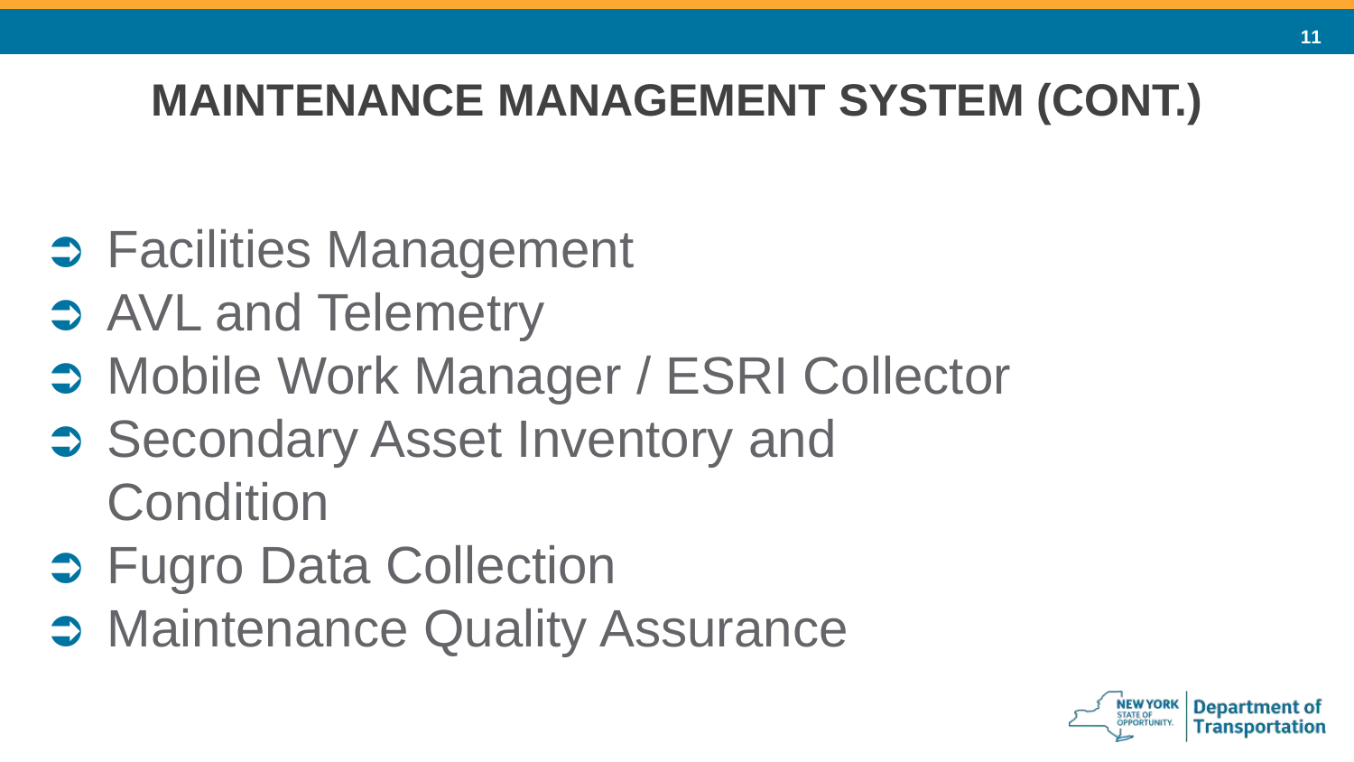# MAINTENANCE MANAGEMENT SYSTEM (CONT.)

- Facilities Management
- AVL and Telemetry
- Mobile Work Manager / ESRI Collector
- Secondary Asset Inventory and Condition
- Fugro Data Collection
- Maintenance Quality Assurance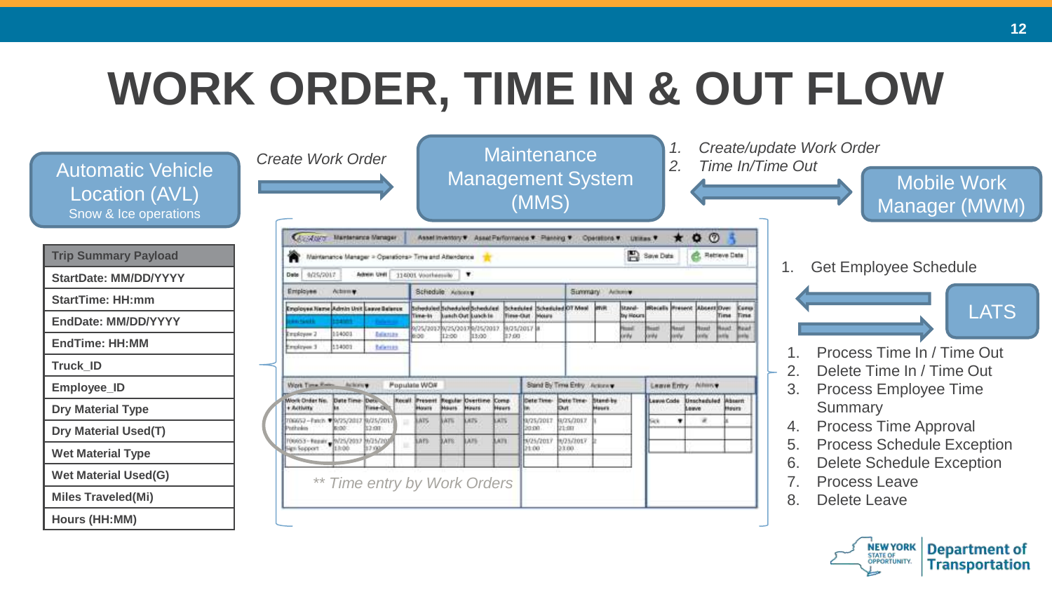# WORK ORDER, TIME IN & OUT FLOW

Automatic Vehicle Location (AVL)
Snow & Ice operations

*Create Work Order*

Maintenance Management System (MMS)

1. *Create/update Work Order*
2. *Time In/Time Out*

Mobile Work Manager (MWM)

| Trip Summary Payload |
|---|
| StartDate: MM/DD/YYYY |
| StartTime: HH:mm |
| EndDate: MM/DD/YYYY |
| EndTime: HH:MM |
| Truck_ID |
| Employee_ID |
| Dry Material Type |
| Dry Material Used(T) |
| Wet Material Type |
| Wet Material Used(G) |
| Miles Traveled(Mi) |
| Hours (HH:MM) |

*** Time entry by Work Orders*

1. Get Employee Schedule

LATS

1. Process Time In / Time Out
2. Delete Time In / Time Out
3. Process Employee Time Summary
4. Process Time Approval
5. Process Schedule Exception
6. Delete Schedule Exception
7. Process Leave
8. Delete Leave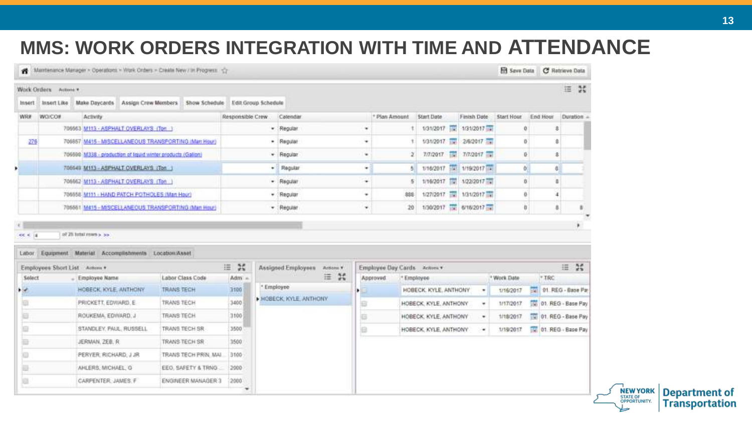# MMS: WORK ORDERS INTEGRATION WITH TIME AND ATTENDANCE

Maintenance Manager > Operations > Work Orders > Create New / In Progress

Save Data | Retrieve Data

Work Orders Actions ▾

Insert | Insert Like | Make Daycards | Assign Crew Members | Show Schedule | Edit Group Schedule

| WR# | WO/CO# | Activity | Responsible Crew | Calendar | * Plan Amount | Start Date | Finish Date | Start Hour | End Hour | Duration |
|---|---|---|---|---|---|---|---|---|---|---|
| | 706663 | M113 - ASPHALT OVERLAYS (Ton ) | | Regular | 1 | 1/31/2017 | 1/31/2017 | 0 | 8 | |
| 276 | 706657 | M415 - MISCELLANEOUS TRANSPORTING (Man Hour) | | Regular | 1 | 1/31/2017 | 2/6/2017 | 0 | 8 | |
| | 706698 | M338 - production of liquid winter products (Gallon) | | Regular | 2 | 7/7/2017 | 7/7/2017 | 0 | 8 | |
| | 706649 | M113 - ASPHALT OVERLAYS (Ton ) | | Regular | 5 | 1/16/2017 | 1/19/2017 | 0 | 8 | |
| | 706662 | M113 - ASPHALT OVERLAYS (Ton ) | | Regular | 5 | 1/16/2017 | 1/22/2017 | 0 | 8 | |
| | 706658 | M111 - HAND PATCH POTHOLES (Man Hour) | | Regular | 888 | 1/27/2017 | 1/31/2017 | 0 | 4 | |
| | 706661 | M415 - MISCELLANEOUS TRANSPORTING (Man Hour) | | Regular | 20 | 1/30/2017 | 6/16/2017 | 0 | 8 | 8 |

of 25 total rows

Labor | Equipment | Material | Accomplishments | Location/Asset

Employees Short List Actions ▾

| Select | Employee Name | Labor Class Code | Adm |
|---|---|---|---|
| ✓ | HOBECK, KYLE, ANTHONY | TRANS TECH | 3100 |
| | PRICKETT, EDWARD, E | TRANS TECH | 3400 |
| | ROUKEMA, EDWARD, J | TRANS TECH | 3100 |
| | STANDLEY, PAUL, RUSSELL | TRANS TECH SR | 3500 |
| | JERMAN, ZEB, R | TRANS TECH SR | 3500 |
| | PERYER, RICHARD, J JR | TRANS TECH PRIN, MAI... | 3100 |
| | AHLERS, MICHAEL, G | EEO, SAFETY & TRNG ... | 2000 |
| | CARPENTER, JAMES, F | ENGINEER MANAGER 3 | 2000 |

Assigned Employees Actions ▾

| * Employee |
|---|
| HOBECK, KYLE, ANTHONY |

Employee Day Cards Actions ▾

| Approved | * Employee | * Work Date | * TRC |
|---|---|---|---|
| | HOBECK, KYLE, ANTHONY | 1/16/2017 | 01. REG - Base Pay |
| | HOBECK, KYLE, ANTHONY | 1/17/2017 | 01. REG - Base Pay |
| | HOBECK, KYLE, ANTHONY | 1/18/2017 | 01. REG - Base Pay |
| | HOBECK, KYLE, ANTHONY | 1/19/2017 | 01. REG - Base Pay |

NEW YORK STATE OF OPPORTUNITY. | Department of Transportation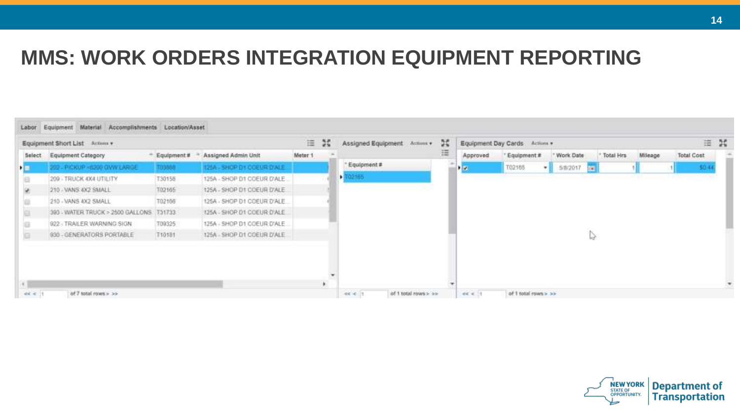# MMS: WORK ORDERS INTEGRATION EQUIPMENT REPORTING

Labor | Equipment | Material | Accomplishments | Location/Asset

Equipment Short List Actions ▾

| Select | Equipment Category | Equipment # | Assigned Admin Unit | Meter 1 |
|---|---|---|---|---|
| | 202 - PICKUP <8200 GVW LARGE | T03888 | 125A - SHOP D1 COEUR D'ALE | |
| | 209 - TRUCK 4X4 UTILITY | T30158 | 125A - SHOP D1 COEUR D'ALE | |
| ✔ | 210 - VANS 4X2 SMALL | T02165 | 125A - SHOP D1 COEUR D'ALE | |
| | 210 - VANS 4X2 SMALL | T02166 | 125A - SHOP D1 COEUR D'ALE | |
| | 393 - WATER TRUCK > 2500 GALLONS | T31733 | 125A - SHOP D1 COEUR D'ALE | |
| | 922 - TRAILER WARNING SIGN | T09325 | 125A - SHOP D1 COEUR D'ALE | |
| | 930 - GENERATORS PORTABLE | T10181 | 125A - SHOP D1 COEUR D'ALE | |

<< < 1 of 7 total rows > >>

Assigned Equipment Actions ▾

| * Equipment # |
|---|
| T02165 |

<< < 1 of 1 total rows > >>

Equipment Day Cards Actions ▾

| Approved | * Equipment # | * Work Date | * Total Hrs | Mileage | Total Cost |
|---|---|---|---|---|---|
| ✔ | T02165 | 5/8/2017 | 1 | 1 | $0.44 |

<< < 1 of 1 total rows > >>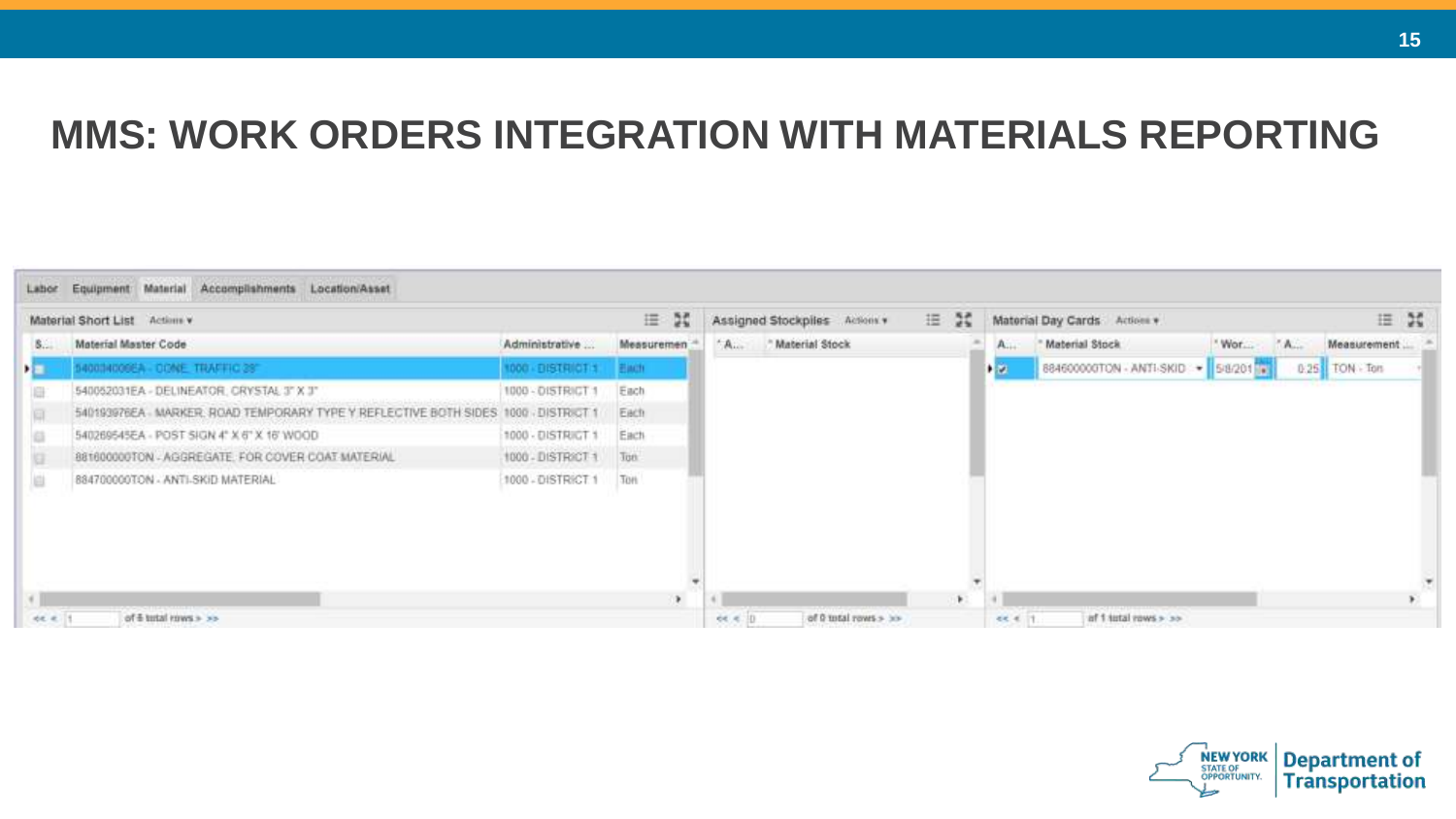# MMS: WORK ORDERS INTEGRATION WITH MATERIALS REPORTING

Labor | Equipment | Material | Accomplishments | Location/Asset

**Material Short List** Actions ▾

| S... | Material Master Code | Administrative ... | Measuremen |
|---|---|---|---|
| | 540034006EA - CONE, TRAFFIC 28" | 1000 - DISTRICT 1 | Each |
| | 540052031EA - DELINEATOR, CRYSTAL 3" X 3" | 1000 - DISTRICT 1 | Each |
| | 540193976EA - MARKER, ROAD TEMPORARY TYPE Y REFLECTIVE BOTH SIDES | 1000 - DISTRICT 1 | Each |
| | 540269545EA - POST SIGN 4" X 6" X 16' WOOD | 1000 - DISTRICT 1 | Each |
| | 881600000TON - AGGREGATE, FOR COVER COAT MATERIAL | 1000 - DISTRICT 1 | Ton |
| | 884700000TON - ANTI-SKID MATERIAL | 1000 - DISTRICT 1 | Ton |

<< < 1 of 6 total rows > >>

**Assigned Stockpiles** Actions ▾

| * A... | * Material Stock |
|---|---|

<< < 0 of 0 total rows > >>

**Material Day Cards** Actions ▾

| A... | * Material Stock | * Wor... | * A... | Measurement ... |
|---|---|---|---|---|
| ☑ | 884600000TON - ANTI-SKID | 5/8/201 | 0.25 | TON - Ton |

<< < 1 of 1 total rows > >>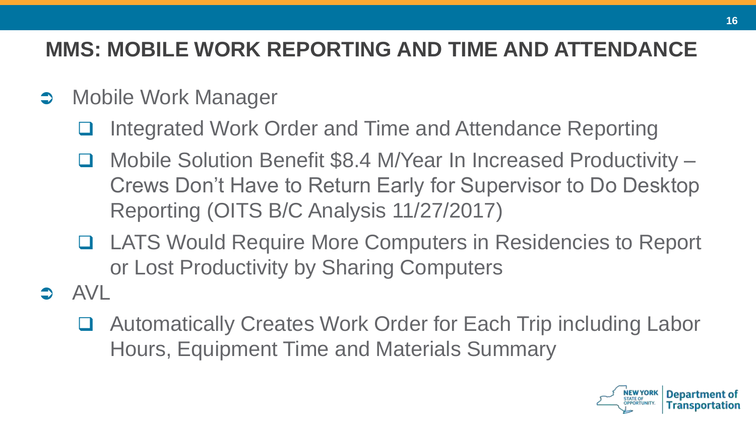## MMS: MOBILE WORK REPORTING AND TIME AND ATTENDANCE

- Mobile Work Manager
  - Integrated Work Order and Time and Attendance Reporting
  - Mobile Solution Benefit $8.4 M/Year In Increased Productivity – Crews Don't Have to Return Early for Supervisor to Do Desktop Reporting (OITS B/C Analysis 11/27/2017)
  - LATS Would Require More Computers in Residencies to Report or Lost Productivity by Sharing Computers
- AVL
  - Automatically Creates Work Order for Each Trip including Labor Hours, Equipment Time and Materials Summary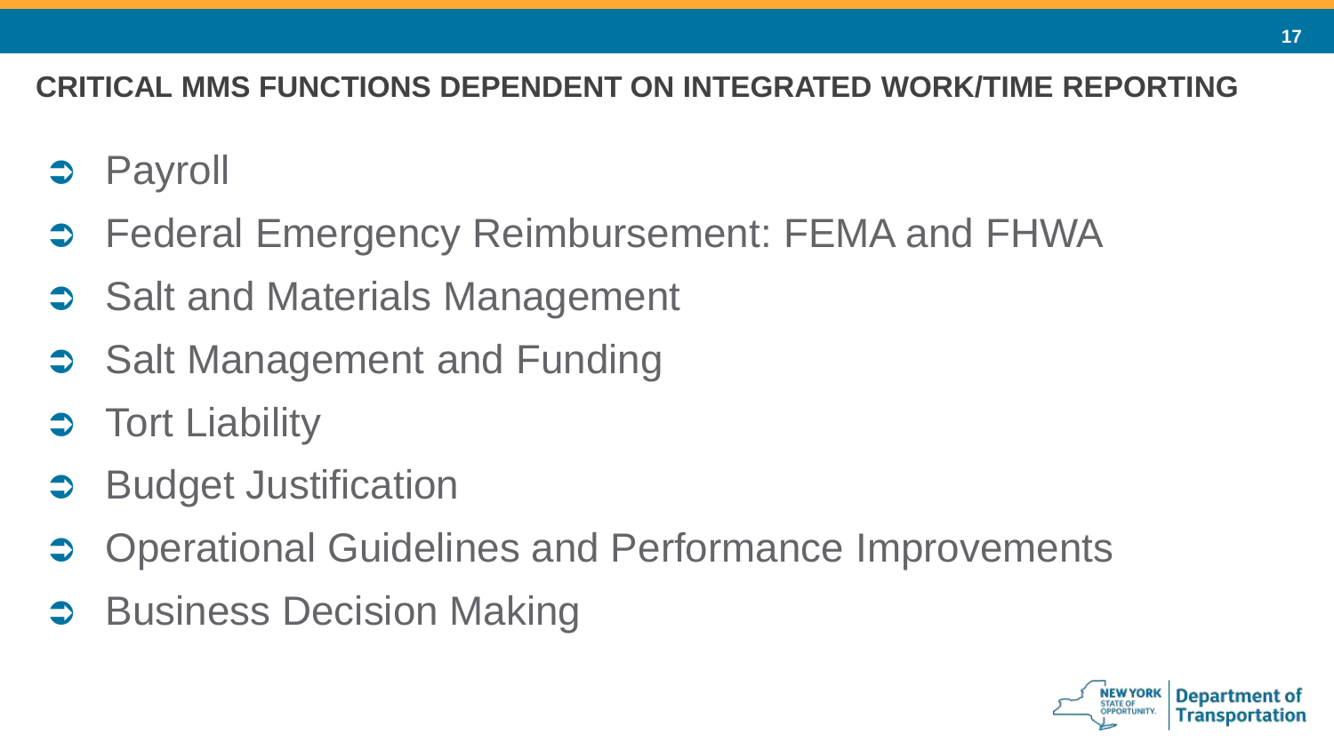## CRITICAL MMS FUNCTIONS DEPENDENT ON INTEGRATED WORK/TIME REPORTING

- Payroll
- Federal Emergency Reimbursement: FEMA and FHWA
- Salt and Materials Management
- Salt Management and Funding
- Tort Liability
- Budget Justification
- Operational Guidelines and Performance Improvements
- Business Decision Making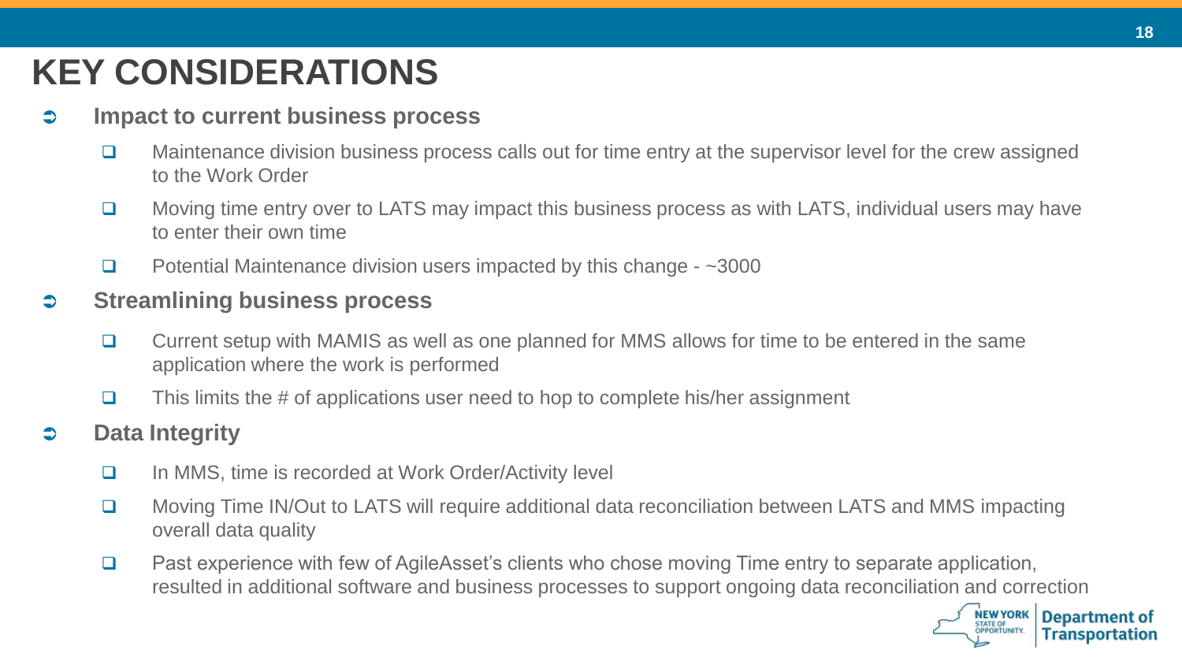# KEY CONSIDERATIONS

- **Impact to current business process**
  - Maintenance division business process calls out for time entry at the supervisor level for the crew assigned to the Work Order
  - Moving time entry over to LATS may impact this business process as with LATS, individual users may have to enter their own time
  - Potential Maintenance division users impacted by this change - ~3000
- **Streamlining business process**
  - Current setup with MAMIS as well as one planned for MMS allows for time to be entered in the same application where the work is performed
  - This limits the # of applications user need to hop to complete his/her assignment
- **Data Integrity**
  - In MMS, time is recorded at Work Order/Activity level
  - Moving Time IN/Out to LATS will require additional data reconciliation between LATS and MMS impacting overall data quality
  - Past experience with few of AgileAsset's clients who chose moving Time entry to separate application, resulted in additional software and business processes to support ongoing data reconciliation and correction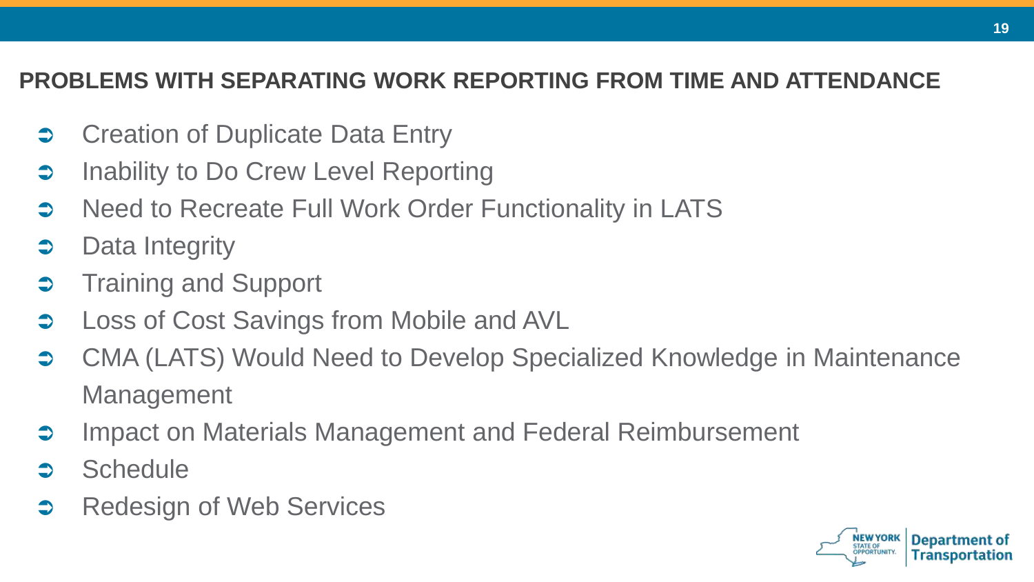## PROBLEMS WITH SEPARATING WORK REPORTING FROM TIME AND ATTENDANCE

- Creation of Duplicate Data Entry
- Inability to Do Crew Level Reporting
- Need to Recreate Full Work Order Functionality in LATS
- Data Integrity
- Training and Support
- Loss of Cost Savings from Mobile and AVL
- CMA (LATS) Would Need to Develop Specialized Knowledge in Maintenance Management
- Impact on Materials Management and Federal Reimbursement
- Schedule
- Redesign of Web Services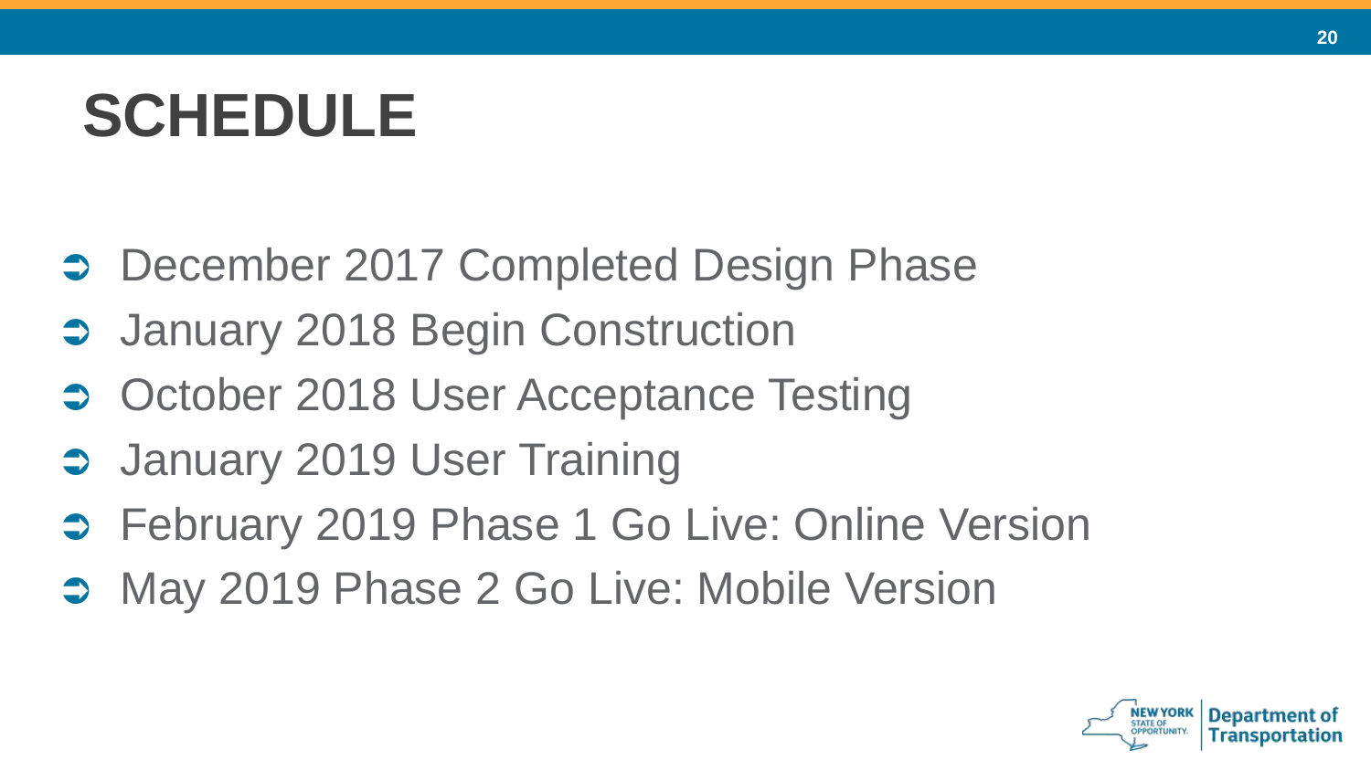# SCHEDULE

- December 2017 Completed Design Phase
- January 2018 Begin Construction
- October 2018 User Acceptance Testing
- January 2019 User Training
- February 2019 Phase 1 Go Live: Online Version
- May 2019 Phase 2 Go Live: Mobile Version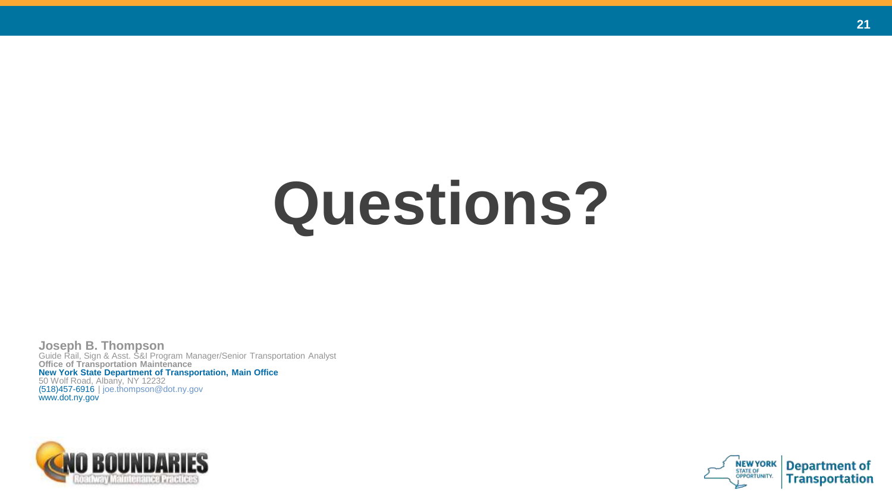# Questions?

**Joseph B. Thompson**
Guide Rail, Sign & Asst. S&I Program Manager/Senior Transportation Analyst
**Office of Transportation Maintenance**
**New York State Department of Transportation, Main Office**
50 Wolf Road, Albany, NY 12232
(518)457-6916 | joe.thompson@dot.ny.gov
www.dot.ny.gov